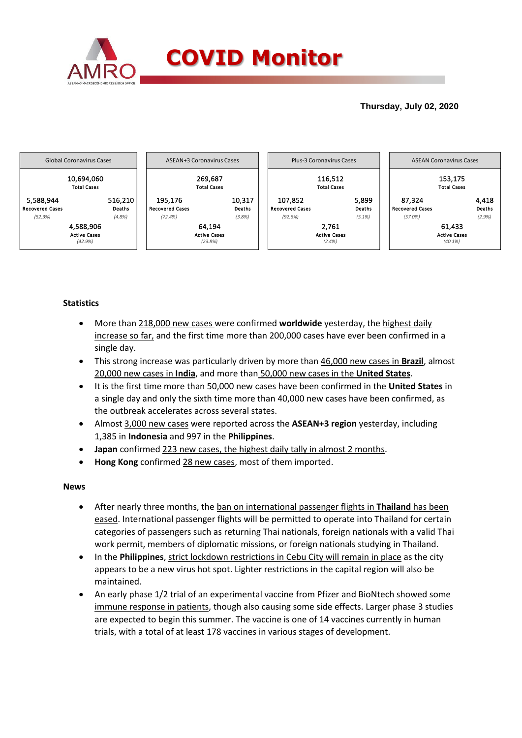# COVID Monitor

**Thursday, July 02, 2020**

| Global Coronavirus Cases | | |
| --- | --- | --- |
| | 10,694,060<br>Total Cases | |
| 5,588,944<br>Recovered Cases<br>*(52.3%)* | | 516,210<br>Deaths<br>*(4.8%)* |
| | 4,588,906<br>Active Cases<br>*(42.9%)* | |

| ASEAN+3 Coronavirus Cases | | |
| --- | --- | --- |
| | 269,687<br>Total Cases | |
| 195,176<br>Recovered Cases<br>*(72.4%)* | | 10,317<br>Deaths<br>*(3.8%)* |
| | 64,194<br>Active Cases<br>*(23.8%)* | |

| Plus-3 Coronavirus Cases | | |
| --- | --- | --- |
| | 116,512<br>Total Cases | |
| 107,852<br>Recovered Cases<br>*(92.6%)* | | 5,899<br>Deaths<br>*(5.1%)* |
| | 2,761<br>Active Cases<br>*(2.4%)* | |

| ASEAN Coronavirus Cases | | |
| --- | --- | --- |
| | 153,175<br>Total Cases | |
| 87,324<br>Recovered Cases<br>*(57.0%)* | | 4,418<br>Deaths<br>*(2.9%)* |
| | 61,433<br>Active Cases<br>*(40.1%)* | |

### Statistics

- More than 218,000 new cases were confirmed **worldwide** yesterday, the highest daily increase so far, and the first time more than 200,000 cases have ever been confirmed in a single day.
- This strong increase was particularly driven by more than 46,000 new cases in **Brazil**, almost 20,000 new cases in **India**, and more than 50,000 new cases in the **United States**.
- It is the first time more than 50,000 new cases have been confirmed in the **United States** in a single day and only the sixth time more than 40,000 new cases have been confirmed, as the outbreak accelerates across several states.
- Almost 3,000 new cases were reported across the **ASEAN+3 region** yesterday, including 1,385 in **Indonesia** and 997 in the **Philippines**.
- **Japan** confirmed 223 new cases, the highest daily tally in almost 2 months.
- **Hong Kong** confirmed 28 new cases, most of them imported.

### News

- After nearly three months, the ban on international passenger flights in **Thailand** has been eased. International passenger flights will be permitted to operate into Thailand for certain categories of passengers such as returning Thai nationals, foreign nationals with a valid Thai work permit, members of diplomatic missions, or foreign nationals studying in Thailand.
- In the **Philippines**, strict lockdown restrictions in Cebu City will remain in place as the city appears to be a new virus hot spot. Lighter restrictions in the capital region will also be maintained.
- An early phase 1/2 trial of an experimental vaccine from Pfizer and BioNtech showed some immune response in patients, though also causing some side effects. Larger phase 3 studies are expected to begin this summer. The vaccine is one of 14 vaccines currently in human trials, with a total of at least 178 vaccines in various stages of development.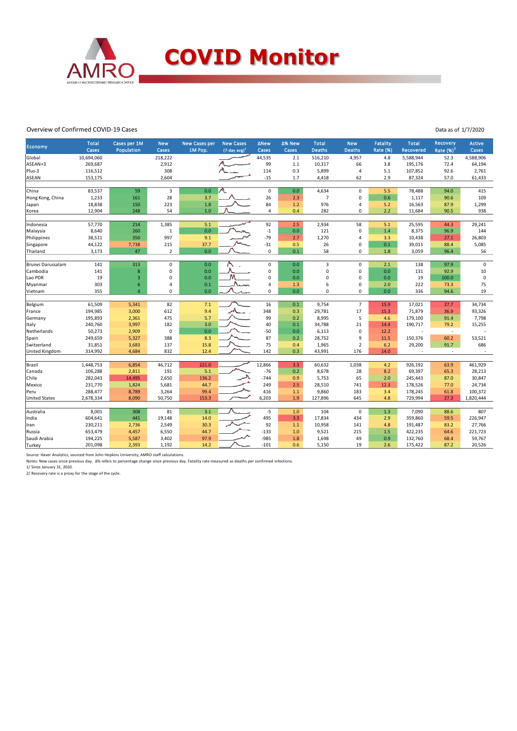# COVID Monitor

Overview of Confirmed COVID-19 Cases

Data as of 1/7/2020

| Economy | Total Cases | Cases per 1M Population | New Cases | New Cases per 1M Pop. | New Cases (7-day avg)[1] | ΔNew Cases | Δ% New Cases | Total Deaths | New Deaths | Fatality Rate (%) | Total Recovered | Recovery Rate (%)[2] | Active Cases |
|---|---|---|---|---|---|---|---|---|---|---|---|---|---|
| Global | 10,694,060 | | 218,222 | | | 44,535 | 2.1 | 516,210 | 4,957 | 4.8 | 5,588,944 | 52.3 | 4,588,906 |
| ASEAN+3 | 269,687 | | 2,912 | | | 99 | 1.1 | 10,317 | 66 | 3.8 | 195,176 | 72.4 | 64,194 |
| Plus-3 | 116,512 | | 308 | | | 114 | 0.3 | 5,899 | 4 | 5.1 | 107,852 | 92.6 | 2,761 |
| ASEAN | 153,175 | | 2,604 | | | -15 | 1.7 | 4,418 | 62 | 2.9 | 87,324 | 57.0 | 61,433 |
| | | | | | | | | | | | | | |
| China | 83,537 | 59 | 3 | 0.0 | | 0 | 0.0 | 4,634 | 0 | 5.5 | 78,488 | 94.0 | 415 |
| Hong Kong, China | 1,233 | 161 | 28 | 3.7 | | 26 | 2.3 | 7 | 0 | 0.6 | 1,117 | 90.6 | 109 |
| Japan | 18,838 | 150 | 223 | 1.8 | | 84 | 1.2 | 976 | 4 | 5.2 | 16,563 | 87.9 | 1,299 |
| Korea | 12,904 | 248 | 54 | 1.0 | | 4 | 0.4 | 282 | 0 | 2.2 | 11,684 | 90.5 | 938 |
| | | | | | | | | | | | | | |
| Indonesia | 57,770 | 214 | 1,385 | 5.1 | | 92 | 2.5 | 2,934 | 58 | 5.1 | 25,595 | 44.3 | 29,241 |
| Malaysia | 8,640 | 260 | 1 | 0.0 | | -1 | 0.0 | 121 | 0 | 1.4 | 8,375 | 96.9 | 144 |
| Philippines | 38,511 | 350 | 997 | 9.1 | | -79 | 2.7 | 1,270 | 4 | 3.3 | 10,438 | 27.1 | 26,803 |
| Singapore | 44,122 | 7,738 | 215 | 37.7 | | -31 | 0.5 | 26 | 0 | 0.1 | 39,011 | 88.4 | 5,085 |
| Thailand | 3,173 | 47 | 2 | 0.0 | | 0 | 0.1 | 58 | 0 | 1.8 | 3,059 | 96.4 | 56 |
| | | | | | | | | | | | | | |
| Brunei Darussalam | 141 | 313 | 0 | 0.0 | | 0 | 0.0 | 3 | 0 | 2.1 | 138 | 97.9 | 0 |
| Cambodia | 141 | 8 | 0 | 0.0 | | 0 | 0.0 | 0 | 0 | 0.0 | 131 | 92.9 | 10 |
| Lao PDR | 19 | 3 | 0 | 0.0 | | 0 | 0.0 | 0 | 0 | 0.0 | 19 | 100.0 | 0 |
| Myanmar | 303 | 6 | 4 | 0.1 | | 4 | 1.3 | 6 | 0 | 2.0 | 222 | 73.3 | 75 |
| Vietnam | 355 | 4 | 0 | 0.0 | | 0 | 0.0 | 0 | 0 | 0.0 | 336 | 94.6 | 19 |
| | | | | | | | | | | | | | |
| Belgium | 61,509 | 5,341 | 82 | 7.1 | | 16 | 0.1 | 9,754 | 7 | 15.9 | 17,021 | 27.7 | 34,734 |
| France | 194,985 | 3,000 | 612 | 9.4 | | 348 | 0.3 | 29,781 | 17 | 15.3 | 71,879 | 36.9 | 93,326 |
| Germany | 195,893 | 2,361 | 475 | 5.7 | | 99 | 0.2 | 8,995 | 5 | 4.6 | 179,100 | 91.4 | 7,798 |
| Italy | 240,760 | 3,997 | 182 | 3.0 | | 40 | 0.1 | 34,788 | 21 | 14.4 | 190,717 | 79.2 | 15,255 |
| Netherlands | 50,273 | 2,909 | 0 | 0.0 | | -50 | 0.0 | 6,113 | 0 | 12.2 | - | - | - |
| Spain | 249,659 | 5,327 | 388 | 8.3 | | 87 | 0.2 | 28,752 | 9 | 11.5 | 150,376 | 60.2 | 53,521 |
| Switzerland | 31,851 | 3,683 | 137 | 15.8 | | 75 | 0.4 | 1,965 | 2 | 6.2 | 29,200 | 91.7 | 686 |
| United Kingdom | 314,992 | 4,684 | 832 | 12.4 | | 142 | 0.3 | 43,991 | 176 | 14.0 | - | - | - |
| | | | | | | | | | | | | | |
| Brazil | 1,448,753 | 6,854 | 46,712 | 221.0 | | 12,866 | 3.3 | 60,632 | 1,038 | 4.2 | 926,192 | 63.9 | 461,929 |
| Canada | 106,288 | 2,811 | 191 | 5.1 | | -76 | 0.2 | 8,678 | 28 | 8.2 | 69,397 | 65.3 | 28,213 |
| Chile | 282,043 | 14,495 | 2,650 | 136.2 | | -744 | 0.9 | 5,753 | 65 | 2.0 | 245,443 | 87.0 | 30,847 |
| Mexico | 231,770 | 1,824 | 5,681 | 44.7 | | 249 | 2.5 | 28,510 | 741 | 12.3 | 178,526 | 77.0 | 24,734 |
| Peru | 288,477 | 8,789 | 3,264 | 99.4 | | 416 | 1.1 | 9,860 | 183 | 3.4 | 178,245 | 61.8 | 100,372 |
| United States | 2,678,334 | 8,090 | 50,750 | 153.3 | | 6,203 | 1.9 | 127,896 | 645 | 4.8 | 729,994 | 27.3 | 1,820,444 |
| | | | | | | | | | | | | | |
| Australia | 8,001 | 308 | 81 | 3.1 | | -5 | 1.0 | 104 | 0 | 1.3 | 7,090 | 88.6 | 807 |
| India | 604,641 | 441 | 19,148 | 14.0 | | 495 | 3.3 | 17,834 | 434 | 2.9 | 359,860 | 59.5 | 226,947 |
| Iran | 230,211 | 2,736 | 2,549 | 30.3 | | 92 | 1.1 | 10,958 | 141 | 4.8 | 191,487 | 83.2 | 27,766 |
| Russia | 653,479 | 4,457 | 6,550 | 44.7 | | -133 | 1.0 | 9,521 | 215 | 1.5 | 422,235 | 64.6 | 221,723 |
| Saudi Arabia | 194,225 | 5,587 | 3,402 | 97.9 | | -985 | 1.8 | 1,698 | 49 | 0.9 | 132,760 | 68.4 | 59,767 |
| Turkey | 201,098 | 2,393 | 1,192 | 14.2 | | -101 | 0.6 | 5,150 | 19 | 2.6 | 175,422 | 87.2 | 20,526 |

Source: Haver Analytics, sourced from John Hopkins University; AMRO staff calculations.

Notes: New cases since previous day. Δ% refers to percentage change since previous day. Fatality rate measured as deaths per confirmed infections.

1/ Since January 31, 2020.

2/ Recovery rate is a proxy for the stage of the cycle.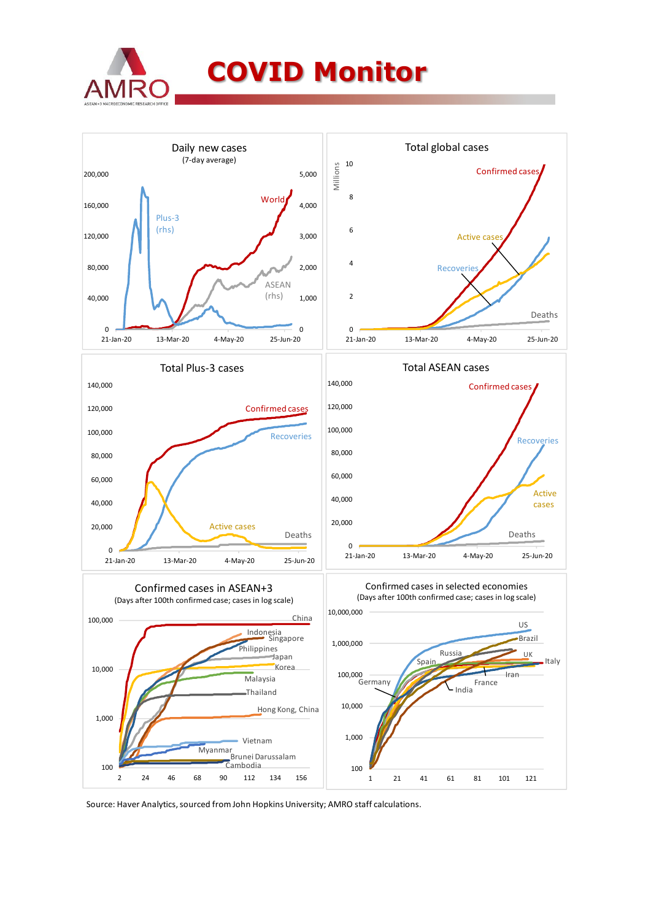# COVID Monitor

AMRO

ASEAN+3 MACROECONOMIC RESEARCH OFFICE

Daily new cases
(7-day average)

200,000
160,000
120,000
80,000
40,000
0

5,000
4,000
3,000
2,000
1,000
0

21-Jan-20
13-Mar-20
4-May-20
25-Jun-20

World
Plus-3 (rhs)
ASEAN (rhs)

Total global cases

Millions

10
8
6
4
2
0

21-Jan-20
13-Mar-20
4-May-20
25-Jun-20

Confirmed cases
Active cases
Recoveries
Deaths

Total Plus-3 cases

140,000
120,000
100,000
80,000
60,000
40,000
20,000
0

21-Jan-20
13-Mar-20
4-May-20
25-Jun-20

Confirmed cases
Recoveries
Active cases
Deaths

Total ASEAN cases

140,000
120,000
100,000
80,000
60,000
40,000
20,000
0

21-Jan-20
13-Mar-20
4-May-20
25-Jun-20

Confirmed cases
Recoveries
Active cases
Deaths

Confirmed cases in ASEAN+3
(Days after 100th confirmed case; cases in log scale)

100,000
10,000
1,000
100

2
24
46
68
90
112
134
156

China
Indonesia
Singapore
Philippines
Japan
Korea
Malaysia
Thailand
Hong Kong, China
Vietnam
Myanmar
Brunei Darussalam
Cambodia

Confirmed cases in selected economies
(Days after 100th confirmed case; cases in log scale)

10,000,000
1,000,000
100,000
10,000
1,000
100

1
21
41
61
81
101
121

US
Brazil
Russia
UK
Spain
Italy
Germany
Iran
France
India

Source: Haver Analytics, sourced from John Hopkins University; AMRO staff calculations.